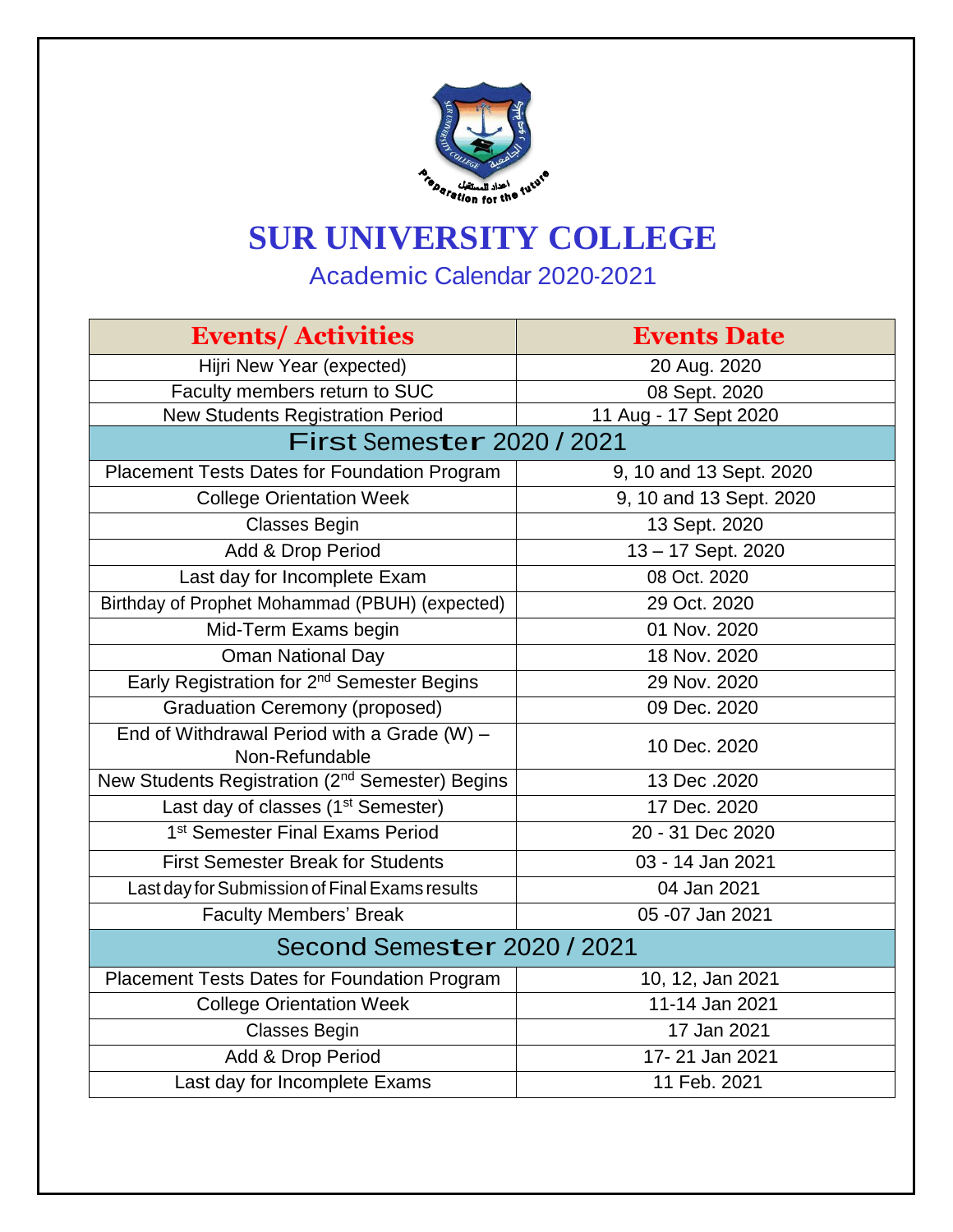# SUR UNIVERSITY COLLEGE

## Academic Calendar 2020-2021

| Events/ Activities | Events Date |
| --- | --- |
| Hijri New Year (expected) | 20 Aug. 2020 |
| Faculty members return to SUC | 08 Sept. 2020 |
| New Students Registration Period | 11 Aug - 17 Sept 2020 |
| **First Semester 2020 / 2021** | |
| Placement Tests Dates for Foundation Program | 9, 10 and 13 Sept. 2020 |
| College Orientation Week | 9, 10 and 13 Sept. 2020 |
| Classes Begin | 13 Sept. 2020 |
| Add & Drop Period | 13 – 17 Sept. 2020 |
| Last day for Incomplete Exam | 08 Oct. 2020 |
| Birthday of Prophet Mohammad (PBUH) (expected) | 29 Oct. 2020 |
| Mid-Term Exams begin | 01 Nov. 2020 |
| Oman National Day | 18 Nov. 2020 |
| Early Registration for 2nd Semester Begins | 29 Nov. 2020 |
| Graduation Ceremony (proposed) | 09 Dec. 2020 |
| End of Withdrawal Period with a Grade (W) – Non-Refundable | 10 Dec. 2020 |
| New Students Registration (2nd Semester) Begins | 13 Dec .2020 |
| Last day of classes (1st Semester) | 17 Dec. 2020 |
| 1st Semester Final Exams Period | 20 - 31 Dec 2020 |
| First Semester Break for Students | 03 - 14 Jan 2021 |
| Last day for Submission of Final Exams results | 04 Jan 2021 |
| Faculty Members' Break | 05 -07 Jan 2021 |
| **Second Semester 2020 / 2021** | |
| Placement Tests Dates for Foundation Program | 10, 12, Jan 2021 |
| College Orientation Week | 11-14 Jan 2021 |
| Classes Begin | 17 Jan 2021 |
| Add & Drop Period | 17- 21 Jan 2021 |
| Last day for Incomplete Exams | 11 Feb. 2021 |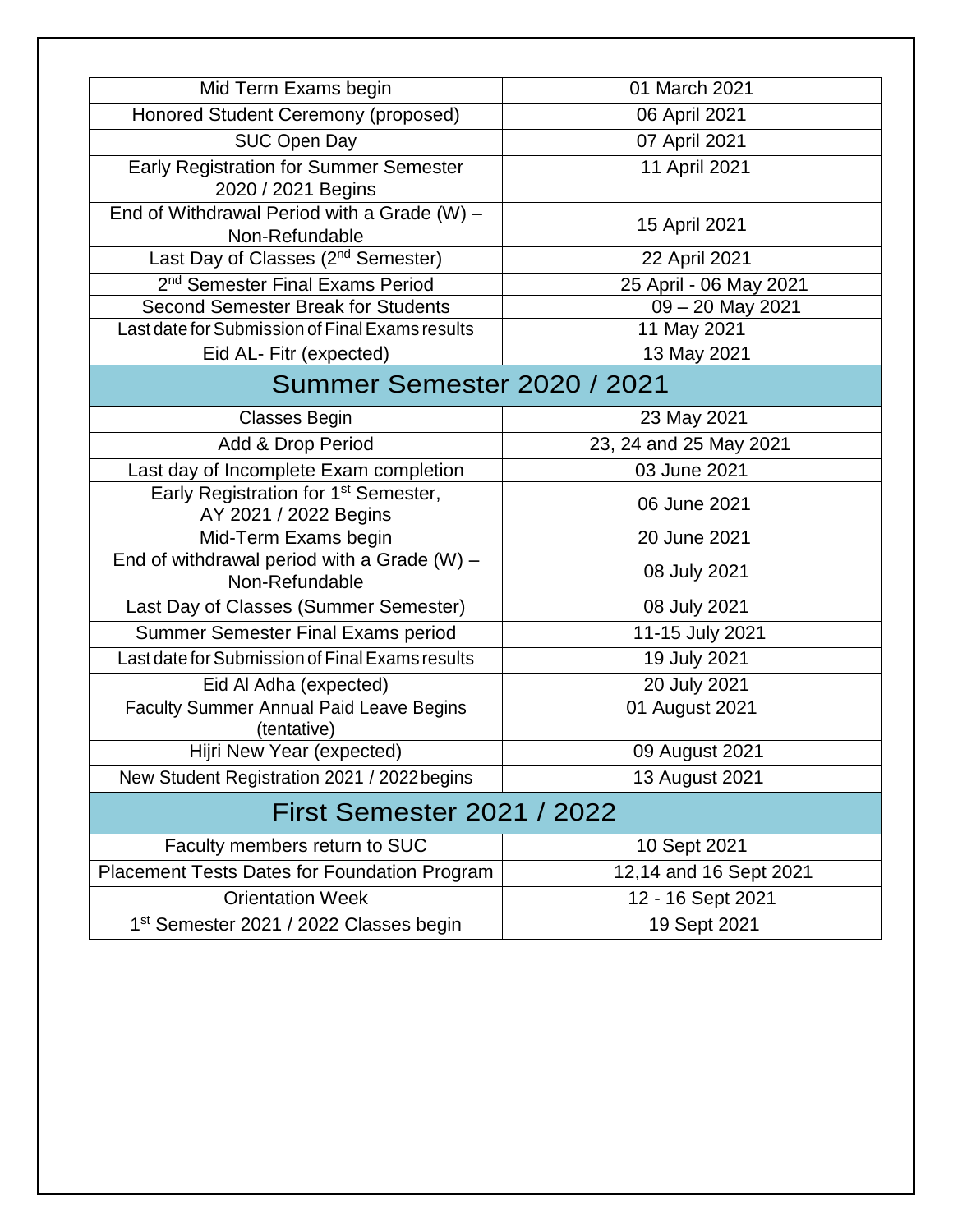| | |
|---|---|
| Mid Term Exams begin | 01 March 2021 |
| Honored Student Ceremony (proposed) | 06 April 2021 |
| SUC Open Day | 07 April 2021 |
| Early Registration for Summer Semester 2020 / 2021 Begins | 11 April 2021 |
| End of Withdrawal Period with a Grade (W) – Non-Refundable | 15 April 2021 |
| Last Day of Classes (2nd Semester) | 22 April 2021 |
| 2nd Semester Final Exams Period | 25 April - 06 May 2021 |
| Second Semester Break for Students | 09 – 20 May 2021 |
| Last date for Submission of Final Exams results | 11 May 2021 |
| Eid AL- Fitr (expected) | 13 May 2021 |
| **Summer Semester 2020 / 2021** | |
| Classes Begin | 23 May 2021 |
| Add & Drop Period | 23, 24 and 25 May 2021 |
| Last day of Incomplete Exam completion | 03 June 2021 |
| Early Registration for 1st Semester, AY 2021 / 2022 Begins | 06 June 2021 |
| Mid-Term Exams begin | 20 June 2021 |
| End of withdrawal period with a Grade (W) – Non-Refundable | 08 July 2021 |
| Last Day of Classes (Summer Semester) | 08 July 2021 |
| Summer Semester Final Exams period | 11-15 July 2021 |
| Last date for Submission of Final Exams results | 19 July 2021 |
| Eid Al Adha (expected) | 20 July 2021 |
| Faculty Summer Annual Paid Leave Begins (tentative) | 01 August 2021 |
| Hijri New Year (expected) | 09 August 2021 |
| New Student Registration 2021 / 2022 begins | 13 August 2021 |
| **First Semester 2021 / 2022** | |
| Faculty members return to SUC | 10 Sept 2021 |
| Placement Tests Dates for Foundation Program | 12,14 and 16 Sept 2021 |
| Orientation Week | 12 - 16 Sept 2021 |
| 1st Semester 2021 / 2022 Classes begin | 19 Sept 2021 |